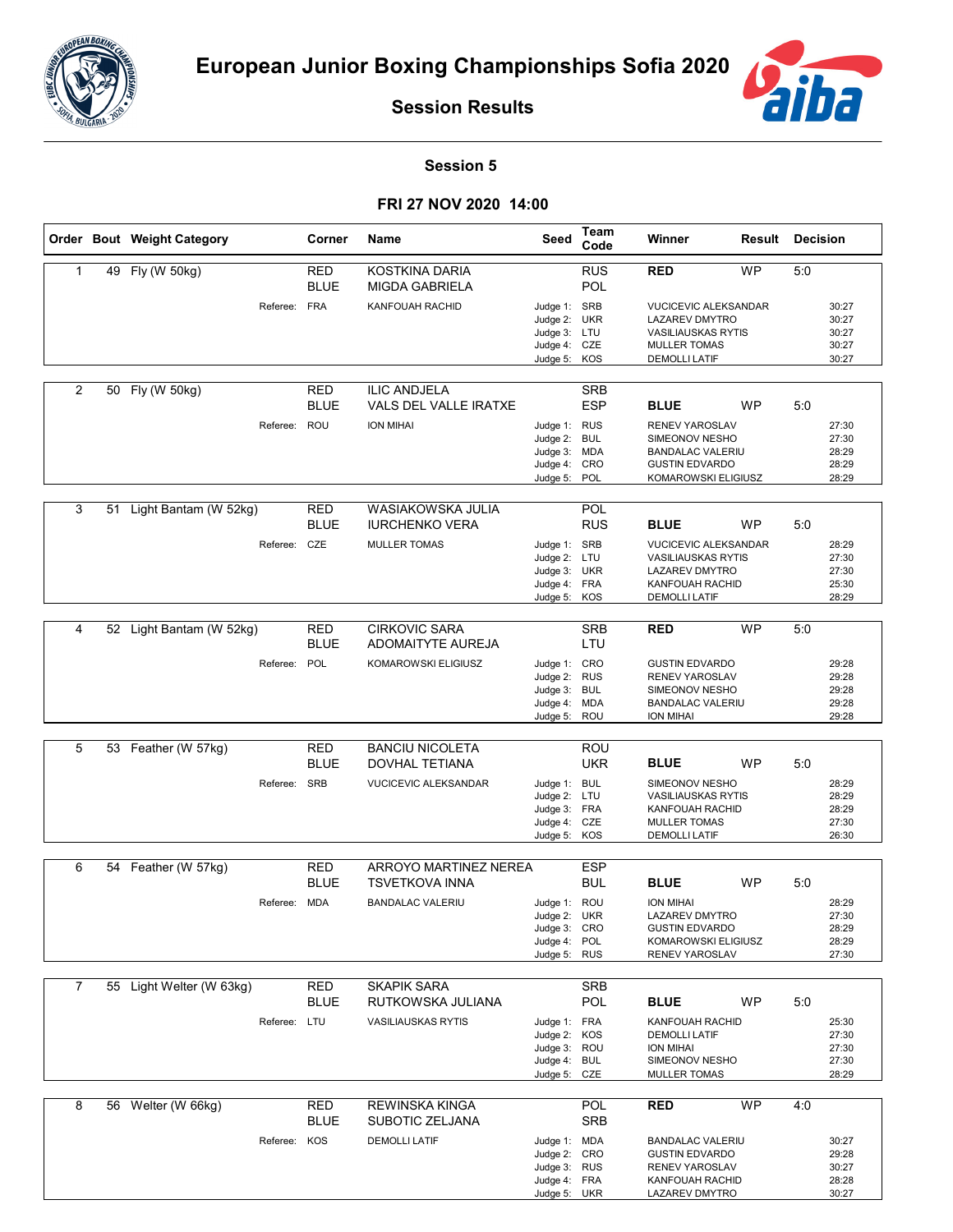# European Junior Boxing Championships Sofia 2020

## Session Results

### Session 5

### FRI 27 NOV 2020 14:00

| Order | Bout | Weight Category | Corner | Name | Seed | Team Code | Winner | Result | Decision |
|---|---|---|---|---|---|---|---|---|---|
| 1 | 49 | Fly (W 50kg) | RED | KOSTKINA DARIA | | RUS | RED | WP | 5:0 |
| | | | BLUE | MIGDA GABRIELA | | POL | | | |
| | | Referee: | FRA | KANFOUAH RACHID | Judge 1: | SRB | VUCICEVIC ALEKSANDAR | | 30:27 |
| | | | | | Judge 2: | UKR | LAZAREV DMYTRO | | 30:27 |
| | | | | | Judge 3: | LTU | VASILIAUSKAS RYTIS | | 30:27 |
| | | | | | Judge 4: | CZE | MULLER TOMAS | | 30:27 |
| | | | | | Judge 5: | KOS | DEMOLLI LATIF | | 30:27 |
| 2 | 50 | Fly (W 50kg) | RED | ILIC ANDJELA | | SRB | | | |
| | | | BLUE | VALS DEL VALLE IRATXE | | ESP | BLUE | WP | 5:0 |
| | | Referee: | ROU | ION MIHAI | Judge 1: | RUS | RENEV YAROSLAV | | 27:30 |
| | | | | | Judge 2: | BUL | SIMEONOV NESHO | | 27:30 |
| | | | | | Judge 3: | MDA | BANDALAC VALERIU | | 28:29 |
| | | | | | Judge 4: | CRO | GUSTIN EDVARDO | | 28:29 |
| | | | | | Judge 5: | POL | KOMAROWSKI ELIGIUSZ | | 28:29 |
| 3 | 51 | Light Bantam (W 52kg) | RED | WASIAKOWSKA JULIA | | POL | | | |
| | | | BLUE | IURCHENKO VERA | | RUS | BLUE | WP | 5:0 |
| | | Referee: | CZE | MULLER TOMAS | Judge 1: | SRB | VUCICEVIC ALEKSANDAR | | 28:29 |
| | | | | | Judge 2: | LTU | VASILIAUSKAS RYTIS | | 27:30 |
| | | | | | Judge 3: | UKR | LAZAREV DMYTRO | | 27:30 |
| | | | | | Judge 4: | FRA | KANFOUAH RACHID | | 25:30 |
| | | | | | Judge 5: | KOS | DEMOLLI LATIF | | 28:29 |
| 4 | 52 | Light Bantam (W 52kg) | RED | CIRKOVIC SARA | | SRB | RED | WP | 5:0 |
| | | | BLUE | ADOMAITYTE AUREJA | | LTU | | | |
| | | Referee: | POL | KOMAROWSKI ELIGIUSZ | Judge 1: | CRO | GUSTIN EDVARDO | | 29:28 |
| | | | | | Judge 2: | RUS | RENEV YAROSLAV | | 29:28 |
| | | | | | Judge 3: | BUL | SIMEONOV NESHO | | 29:28 |
| | | | | | Judge 4: | MDA | BANDALAC VALERIU | | 29:28 |
| | | | | | Judge 5: | ROU | ION MIHAI | | 29:28 |
| 5 | 53 | Feather (W 57kg) | RED | BANCIU NICOLETA | | ROU | | | |
| | | | BLUE | DOVHAL TETIANA | | UKR | BLUE | WP | 5:0 |
| | | Referee: | SRB | VUCICEVIC ALEKSANDAR | Judge 1: | BUL | SIMEONOV NESHO | | 28:29 |
| | | | | | Judge 2: | LTU | VASILIAUSKAS RYTIS | | 28:29 |
| | | | | | Judge 3: | FRA | KANFOUAH RACHID | | 28:29 |
| | | | | | Judge 4: | CZE | MULLER TOMAS | | 27:30 |
| | | | | | Judge 5: | KOS | DEMOLLI LATIF | | 26:30 |
| 6 | 54 | Feather (W 57kg) | RED | ARROYO MARTINEZ NEREA | | ESP | | | |
| | | | BLUE | TSVETKOVA INNA | | BUL | BLUE | WP | 5:0 |
| | | Referee: | MDA | BANDALAC VALERIU | Judge 1: | ROU | ION MIHAI | | 28:29 |
| | | | | | Judge 2: | UKR | LAZAREV DMYTRO | | 27:30 |
| | | | | | Judge 3: | CRO | GUSTIN EDVARDO | | 28:29 |
| | | | | | Judge 4: | POL | KOMAROWSKI ELIGIUSZ | | 28:29 |
| | | | | | Judge 5: | RUS | RENEV YAROSLAV | | 27:30 |
| 7 | 55 | Light Welter (W 63kg) | RED | SKAPIK SARA | | SRB | | | |
| | | | BLUE | RUTKOWSKA JULIANA | | POL | BLUE | WP | 5:0 |
| | | Referee: | LTU | VASILIAUSKAS RYTIS | Judge 1: | FRA | KANFOUAH RACHID | | 25:30 |
| | | | | | Judge 2: | KOS | DEMOLLI LATIF | | 27:30 |
| | | | | | Judge 3: | ROU | ION MIHAI | | 27:30 |
| | | | | | Judge 4: | BUL | SIMEONOV NESHO | | 27:30 |
| | | | | | Judge 5: | CZE | MULLER TOMAS | | 28:29 |
| 8 | 56 | Welter (W 66kg) | RED | REWINSKA KINGA | | POL | RED | WP | 4:0 |
| | | | BLUE | SUBOTIC ZELJANA | | SRB | | | |
| | | Referee: | KOS | DEMOLLI LATIF | Judge 1: | MDA | BANDALAC VALERIU | | 30:27 |
| | | | | | Judge 2: | CRO | GUSTIN EDVARDO | | 29:28 |
| | | | | | Judge 3: | RUS | RENEV YAROSLAV | | 30:27 |
| | | | | | Judge 4: | FRA | KANFOUAH RACHID | | 28:28 |
| | | | | | Judge 5: | UKR | LAZAREV DMYTRO | | 30:27 |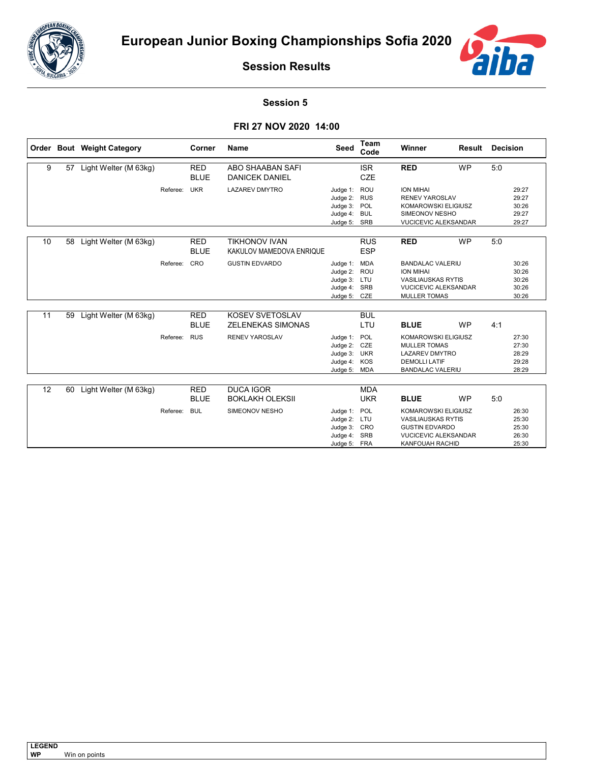# European Junior Boxing Championships Sofia 2020

## Session Results

### Session 5

### FRI 27 NOV 2020 14:00

| Order | Bout | Weight Category | Corner | Name | Seed | Team Code | Winner | Result | Decision |
|---|---|---|---|---|---|---|---|---|---|
| 9 | 57 | Light Welter (M 63kg) | RED | ABO SHAABAN SAFI | | ISR | **RED** | WP | 5:0 |
| | | | BLUE | DANICEK DANIEL | | CZE | | | |
| | | Referee: | UKR | LAZAREV DMYTRO | Judge 1: | ROU | ION MIHAI | | 29:27 |
| | | | | | Judge 2: | RUS | RENEV YAROSLAV | | 29:27 |
| | | | | | Judge 3: | POL | KOMAROWSKI ELIGIUSZ | | 30:26 |
| | | | | | Judge 4: | BUL | SIMEONOV NESHO | | 29:27 |
| | | | | | Judge 5: | SRB | VUCICEVIC ALEKSANDAR | | 29:27 |
| 10 | 58 | Light Welter (M 63kg) | RED | TIKHONOV IVAN | | RUS | **RED** | WP | 5:0 |
| | | | BLUE | KAKULOV MAMEDOVA ENRIQUE | | ESP | | | |
| | | Referee: | CRO | GUSTIN EDVARDO | Judge 1: | MDA | BANDALAC VALERIU | | 30:26 |
| | | | | | Judge 2: | ROU | ION MIHAI | | 30:26 |
| | | | | | Judge 3: | LTU | VASILIAUSKAS RYTIS | | 30:26 |
| | | | | | Judge 4: | SRB | VUCICEVIC ALEKSANDAR | | 30:26 |
| | | | | | Judge 5: | CZE | MULLER TOMAS | | 30:26 |
| 11 | 59 | Light Welter (M 63kg) | RED | KOSEV SVETOSLAV | | BUL | | | |
| | | | BLUE | ZELENEKAS SIMONAS | | LTU | **BLUE** | WP | 4:1 |
| | | Referee: | RUS | RENEV YAROSLAV | Judge 1: | POL | KOMAROWSKI ELIGIUSZ | | 27:30 |
| | | | | | Judge 2: | CZE | MULLER TOMAS | | 27:30 |
| | | | | | Judge 3: | UKR | LAZAREV DMYTRO | | 28:29 |
| | | | | | Judge 4: | KOS | DEMOLLI LATIF | | 29:28 |
| | | | | | Judge 5: | MDA | BANDALAC VALERIU | | 28:29 |
| 12 | 60 | Light Welter (M 63kg) | RED | DUCA IGOR | | MDA | | | |
| | | | BLUE | BOKLAKH OLEKSII | | UKR | **BLUE** | WP | 5:0 |
| | | Referee: | BUL | SIMEONOV NESHO | Judge 1: | POL | KOMAROWSKI ELIGIUSZ | | 26:30 |
| | | | | | Judge 2: | LTU | VASILIAUSKAS RYTIS | | 25:30 |
| | | | | | Judge 3: | CRO | GUSTIN EDVARDO | | 25:30 |
| | | | | | Judge 4: | SRB | VUCICEVIC ALEKSANDAR | | 26:30 |
| | | | | | Judge 5: | FRA | KANFOUAH RACHID | | 25:30 |

**LEGEND**

**WP** Win on points